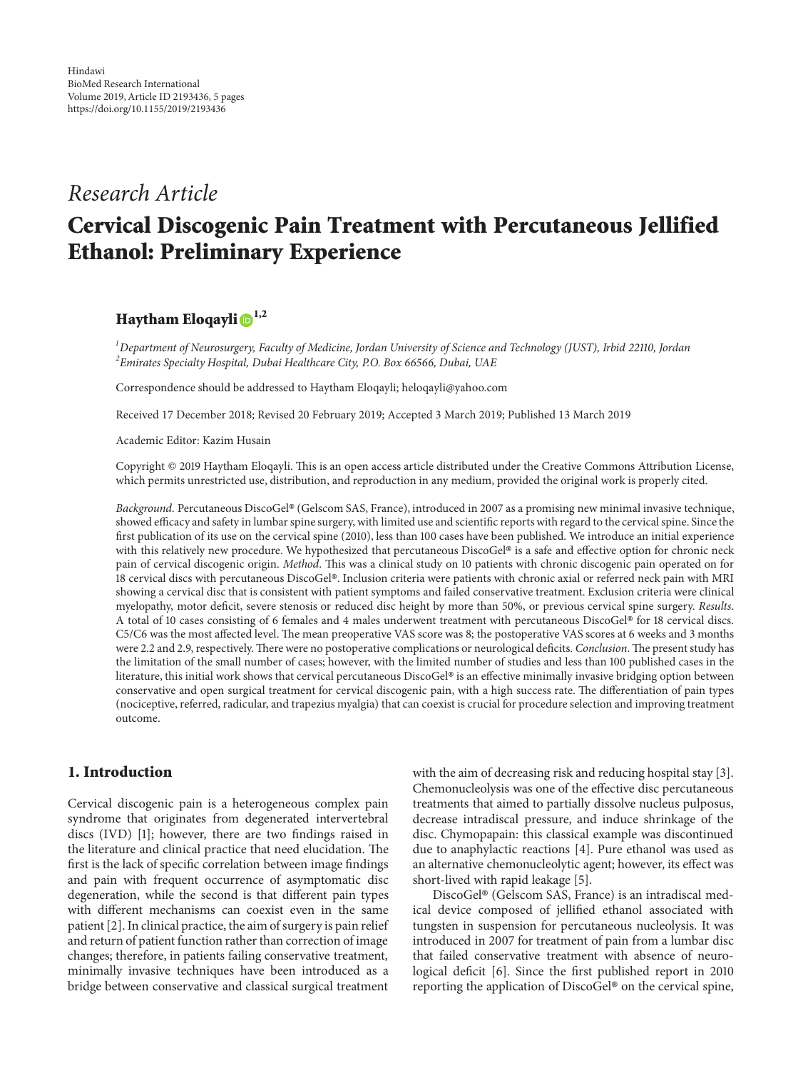Hindawi
BioMed Research International
Volume 2019, Article ID 2193436, 5 pages
https://doi.org/10.1155/2019/2193436

*Research Article*

# Cervical Discogenic Pain Treatment with Percutaneous Jellified Ethanol: Preliminary Experience

**Haytham Eloqayli** [1,2]

[1] *Department of Neurosurgery, Faculty of Medicine, Jordan University of Science and Technology (JUST), Irbid 22110, Jordan*
[2] *Emirates Specialty Hospital, Dubai Healthcare City, P.O. Box 66566, Dubai, UAE*

Correspondence should be addressed to Haytham Eloqayli; heloqayli@yahoo.com

Received 17 December 2018; Revised 20 February 2019; Accepted 3 March 2019; Published 13 March 2019

Academic Editor: Kazim Husain

Copyright © 2019 Haytham Eloqayli. This is an open access article distributed under the Creative Commons Attribution License, which permits unrestricted use, distribution, and reproduction in any medium, provided the original work is properly cited.

*Background.* Percutaneous DiscoGel® (Gelscom SAS, France), introduced in 2007 as a promising new minimal invasive technique, showed efficacy and safety in lumbar spine surgery, with limited use and scientific reports with regard to the cervical spine. Since the first publication of its use on the cervical spine (2010), less than 100 cases have been published. We introduce an initial experience with this relatively new procedure. We hypothesized that percutaneous DiscoGel® is a safe and effective option for chronic neck pain of cervical discogenic origin. *Method.* This was a clinical study on 10 patients with chronic discogenic pain operated on for 18 cervical discs with percutaneous DiscoGel®. Inclusion criteria were patients with chronic axial or referred neck pain with MRI showing a cervical disc that is consistent with patient symptoms and failed conservative treatment. Exclusion criteria were clinical myelopathy, motor deficit, severe stenosis or reduced disc height by more than 50%, or previous cervical spine surgery. *Results.* A total of 10 cases consisting of 6 females and 4 males underwent treatment with percutaneous DiscoGel® for 18 cervical discs. C5/C6 was the most affected level. The mean preoperative VAS score was 8; the postoperative VAS scores at 6 weeks and 3 months were 2.2 and 2.9, respectively. There were no postoperative complications or neurological deficits. *Conclusion.* The present study has the limitation of the small number of cases; however, with the limited number of studies and less than 100 published cases in the literature, this initial work shows that cervical percutaneous DiscoGel® is an effective minimally invasive bridging option between conservative and open surgical treatment for cervical discogenic pain, with a high success rate. The differentiation of pain types (nociceptive, referred, radicular, and trapezius myalgia) that can coexist is crucial for procedure selection and improving treatment outcome.

## 1. Introduction

Cervical discogenic pain is a heterogeneous complex pain syndrome that originates from degenerated intervertebral discs (IVD) [1]; however, there are two findings raised in the literature and clinical practice that need elucidation. The first is the lack of specific correlation between image findings and pain with frequent occurrence of asymptomatic disc degeneration, while the second is that different pain types with different mechanisms can coexist even in the same patient [2]. In clinical practice, the aim of surgery is pain relief and return of patient function rather than correction of image changes; therefore, in patients failing conservative treatment, minimally invasive techniques have been introduced as a bridge between conservative and classical surgical treatment with the aim of decreasing risk and reducing hospital stay [3]. Chemonucleolysis was one of the effective disc percutaneous treatments that aimed to partially dissolve nucleus pulposus, decrease intradiscal pressure, and induce shrinkage of the disc. Chymopapain: this classical example was discontinued due to anaphylactic reactions [4]. Pure ethanol was used as an alternative chemonucleolytic agent; however, its effect was short-lived with rapid leakage [5].

DiscoGel® (Gelscom SAS, France) is an intradiscal medical device composed of jellified ethanol associated with tungsten in suspension for percutaneous nucleolysis. It was introduced in 2007 for treatment of pain from a lumbar disc that failed conservative treatment with absence of neurological deficit [6]. Since the first published report in 2010 reporting the application of DiscoGel® on the cervical spine,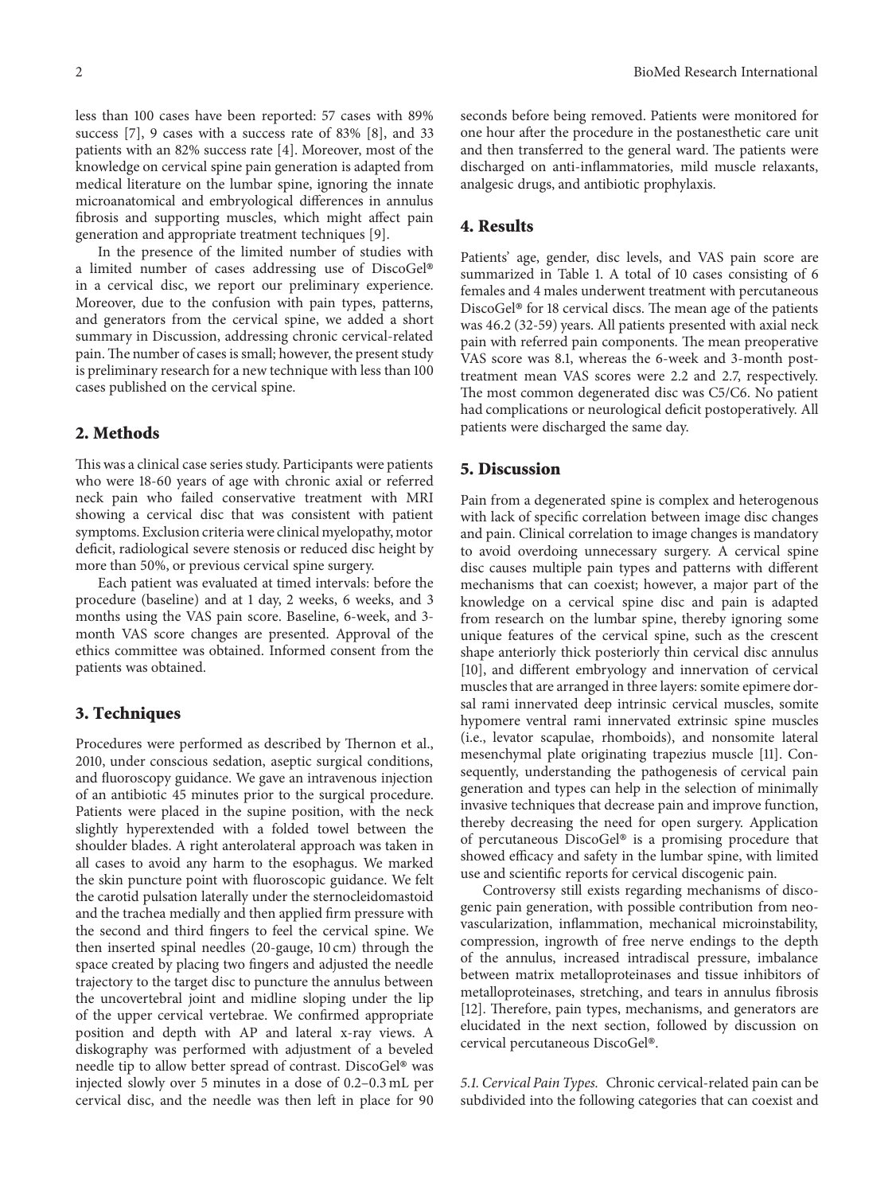less than 100 cases have been reported: 57 cases with 89% success [7], 9 cases with a success rate of 83% [8], and 33 patients with an 82% success rate [4]. Moreover, most of the knowledge on cervical spine pain generation is adapted from medical literature on the lumbar spine, ignoring the innate microanatomical and embryological differences in annulus fibrosis and supporting muscles, which might affect pain generation and appropriate treatment techniques [9].

In the presence of the limited number of studies with a limited number of cases addressing use of DiscoGel® in a cervical disc, we report our preliminary experience. Moreover, due to the confusion with pain types, patterns, and generators from the cervical spine, we added a short summary in Discussion, addressing chronic cervical-related pain. The number of cases is small; however, the present study is preliminary research for a new technique with less than 100 cases published on the cervical spine.

## 2. Methods

This was a clinical case series study. Participants were patients who were 18-60 years of age with chronic axial or referred neck pain who failed conservative treatment with MRI showing a cervical disc that was consistent with patient symptoms. Exclusion criteria were clinical myelopathy, motor deficit, radiological severe stenosis or reduced disc height by more than 50%, or previous cervical spine surgery.

Each patient was evaluated at timed intervals: before the procedure (baseline) and at 1 day, 2 weeks, 6 weeks, and 3 months using the VAS pain score. Baseline, 6-week, and 3-month VAS score changes are presented. Approval of the ethics committee was obtained. Informed consent from the patients was obtained.

## 3. Techniques

Procedures were performed as described by Thernon et al., 2010, under conscious sedation, aseptic surgical conditions, and fluoroscopy guidance. We gave an intravenous injection of an antibiotic 45 minutes prior to the surgical procedure. Patients were placed in the supine position, with the neck slightly hyperextended with a folded towel between the shoulder blades. A right anterolateral approach was taken in all cases to avoid any harm to the esophagus. We marked the skin puncture point with fluoroscopic guidance. We felt the carotid pulsation laterally under the sternocleidomastoid and the trachea medially and then applied firm pressure with the second and third fingers to feel the cervical spine. We then inserted spinal needles (20-gauge, 10 cm) through the space created by placing two fingers and adjusted the needle trajectory to the target disc to puncture the annulus between the uncovertebral joint and midline sloping under the lip of the upper cervical vertebrae. We confirmed appropriate position and depth with AP and lateral x-ray views. A diskography was performed with adjustment of a beveled needle tip to allow better spread of contrast. DiscoGel® was injected slowly over 5 minutes in a dose of 0.2–0.3 mL per cervical disc, and the needle was then left in place for 90 seconds before being removed. Patients were monitored for one hour after the procedure in the postanesthetic care unit and then transferred to the general ward. The patients were discharged on anti-inflammatories, mild muscle relaxants, analgesic drugs, and antibiotic prophylaxis.

## 4. Results

Patients' age, gender, disc levels, and VAS pain score are summarized in Table 1. A total of 10 cases consisting of 6 females and 4 males underwent treatment with percutaneous DiscoGel® for 18 cervical discs. The mean age of the patients was 46.2 (32-59) years. All patients presented with axial neck pain with referred pain components. The mean preoperative VAS score was 8.1, whereas the 6-week and 3-month post-treatment mean VAS scores were 2.2 and 2.7, respectively. The most common degenerated disc was C5/C6. No patient had complications or neurological deficit postoperatively. All patients were discharged the same day.

## 5. Discussion

Pain from a degenerated spine is complex and heterogenous with lack of specific correlation between image disc changes and pain. Clinical correlation to image changes is mandatory to avoid overdoing unnecessary surgery. A cervical spine disc causes multiple pain types and patterns with different mechanisms that can coexist; however, a major part of the knowledge on a cervical spine disc and pain is adapted from research on the lumbar spine, thereby ignoring some unique features of the cervical spine, such as the crescent shape anteriorly thick posteriorly thin cervical disc annulus [10], and different embryology and innervation of cervical muscles that are arranged in three layers: somite epimere dorsal rami innervated deep intrinsic cervical muscles, somite hypomere ventral rami innervated extrinsic spine muscles (i.e., levator scapulae, rhomboids), and nonsomite lateral mesenchymal plate originating trapezius muscle [11]. Consequently, understanding the pathogenesis of cervical pain generation and types can help in the selection of minimally invasive techniques that decrease pain and improve function, thereby decreasing the need for open surgery. Application of percutaneous DiscoGel® is a promising procedure that showed efficacy and safety in the lumbar spine, with limited use and scientific reports for cervical discogenic pain.

Controversy still exists regarding mechanisms of discogenic pain generation, with possible contribution from neovascularization, inflammation, mechanical microinstability, compression, ingrowth of free nerve endings to the depth of the annulus, increased intradiscal pressure, imbalance between matrix metalloproteinases and tissue inhibitors of metalloproteinases, stretching, and tears in annulus fibrosis [12]. Therefore, pain types, mechanisms, and generators are elucidated in the next section, followed by discussion on cervical percutaneous DiscoGel®.

*5.1. Cervical Pain Types.* Chronic cervical-related pain can be subdivided into the following categories that can coexist and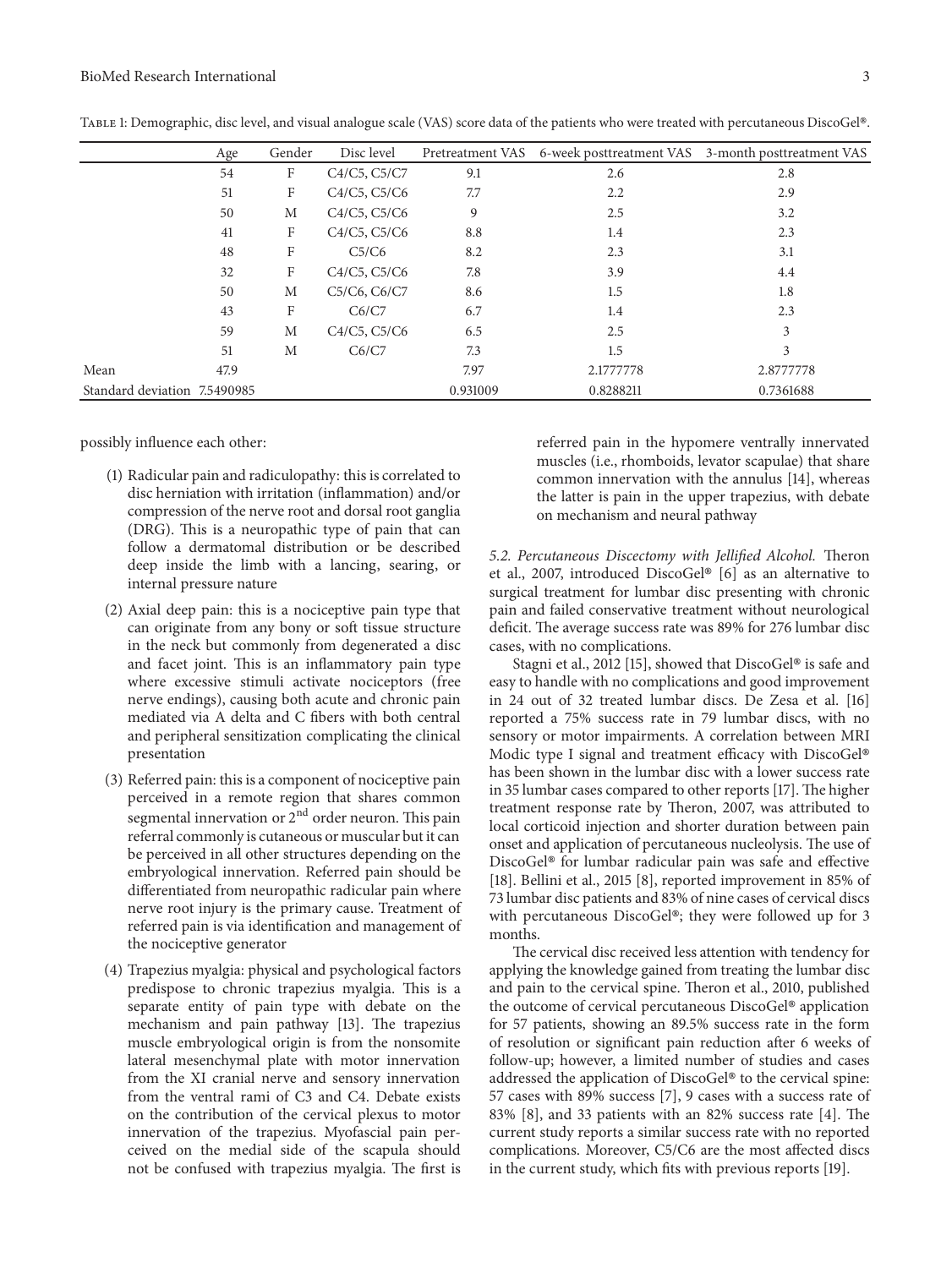Table 1: Demographic, disc level, and visual analogue scale (VAS) score data of the patients who were treated with percutaneous DiscoGel®.

| | Age | Gender | Disc level | Pretreatment VAS | 6-week posttreatment VAS | 3-month posttreatment VAS |
|---|---|---|---|---|---|---|
| | 54 | F | C4/C5, C5/C7 | 9.1 | 2.6 | 2.8 |
| | 51 | F | C4/C5, C5/C6 | 7.7 | 2.2 | 2.9 |
| | 50 | M | C4/C5, C5/C6 | 9 | 2.5 | 3.2 |
| | 41 | F | C4/C5, C5/C6 | 8.8 | 1.4 | 2.3 |
| | 48 | F | C5/C6 | 8.2 | 2.3 | 3.1 |
| | 32 | F | C4/C5, C5/C6 | 7.8 | 3.9 | 4.4 |
| | 50 | M | C5/C6, C6/C7 | 8.6 | 1.5 | 1.8 |
| | 43 | F | C6/C7 | 6.7 | 1.4 | 2.3 |
| | 59 | M | C4/C5, C5/C6 | 6.5 | 2.5 | 3 |
| | 51 | M | C6/C7 | 7.3 | 1.5 | 3 |
| Mean | 47.9 | | | 7.97 | 2.1777778 | 2.8777778 |
| Standard deviation | 7.5490985 | | | 0.931009 | 0.8288211 | 0.7361688 |

possibly influence each other:

(1) Radicular pain and radiculopathy: this is correlated to disc herniation with irritation (inflammation) and/or compression of the nerve root and dorsal root ganglia (DRG). This is a neuropathic type of pain that can follow a dermatomal distribution or be described deep inside the limb with a lancing, searing, or internal pressure nature

(2) Axial deep pain: this is a nociceptive pain type that can originate from any bony or soft tissue structure in the neck but commonly from degenerated a disc and facet joint. This is an inflammatory pain type where excessive stimuli activate nociceptors (free nerve endings), causing both acute and chronic pain mediated via A delta and C fibers with both central and peripheral sensitization complicating the clinical presentation

(3) Referred pain: this is a component of nociceptive pain perceived in a remote region that shares common segmental innervation or 2nd order neuron. This pain referral commonly is cutaneous or muscular but it can be perceived in all other structures depending on the embryological innervation. Referred pain should be differentiated from neuropathic radicular pain where nerve root injury is the primary cause. Treatment of referred pain is via identification and management of the nociceptive generator

(4) Trapezius myalgia: physical and psychological factors predispose to chronic trapezius myalgia. This is a separate entity of pain type with debate on the mechanism and pain pathway [13]. The trapezius muscle embryological origin is from the nonsomite lateral mesenchymal plate with motor innervation from the XI cranial nerve and sensory innervation from the ventral rami of C3 and C4. Debate exists on the contribution of the cervical plexus to motor innervation of the trapezius. Myofascial pain perceived on the medial side of the scapula should not be confused with trapezius myalgia. The first is referred pain in the hypomere ventrally innervated muscles (i.e., rhomboids, levator scapulae) that share common innervation with the annulus [14], whereas the latter is pain in the upper trapezius, with debate on mechanism and neural pathway

*5.2. Percutaneous Discectomy with Jellified Alcohol.* Theron et al., 2007, introduced DiscoGel® [6] as an alternative to surgical treatment for lumbar disc presenting with chronic pain and failed conservative treatment without neurological deficit. The average success rate was 89% for 276 lumbar disc cases, with no complications.

Stagni et al., 2012 [15], showed that DiscoGel® is safe and easy to handle with no complications and good improvement in 24 out of 32 treated lumbar discs. De Zesa et al. [16] reported a 75% success rate in 79 lumbar discs, with no sensory or motor impairments. A correlation between MRI Modic type I signal and treatment efficacy with DiscoGel® has been shown in the lumbar disc with a lower success rate in 35 lumbar cases compared to other reports [17]. The higher treatment response rate by Theron, 2007, was attributed to local corticoid injection and shorter duration between pain onset and application of percutaneous nucleolysis. The use of DiscoGel® for lumbar radicular pain was safe and effective [18]. Bellini et al., 2015 [8], reported improvement in 85% of 73 lumbar disc patients and 83% of nine cases of cervical discs with percutaneous DiscoGel®; they were followed up for 3 months.

The cervical disc received less attention with tendency for applying the knowledge gained from treating the lumbar disc and pain to the cervical spine. Theron et al., 2010, published the outcome of cervical percutaneous DiscoGel® application for 57 patients, showing an 89.5% success rate in the form of resolution or significant pain reduction after 6 weeks of follow-up; however, a limited number of studies and cases addressed the application of DiscoGel® to the cervical spine: 57 cases with 89% success [7], 9 cases with a success rate of 83% [8], and 33 patients with an 82% success rate [4]. The current study reports a similar success rate with no reported complications. Moreover, C5/C6 are the most affected discs in the current study, which fits with previous reports [19].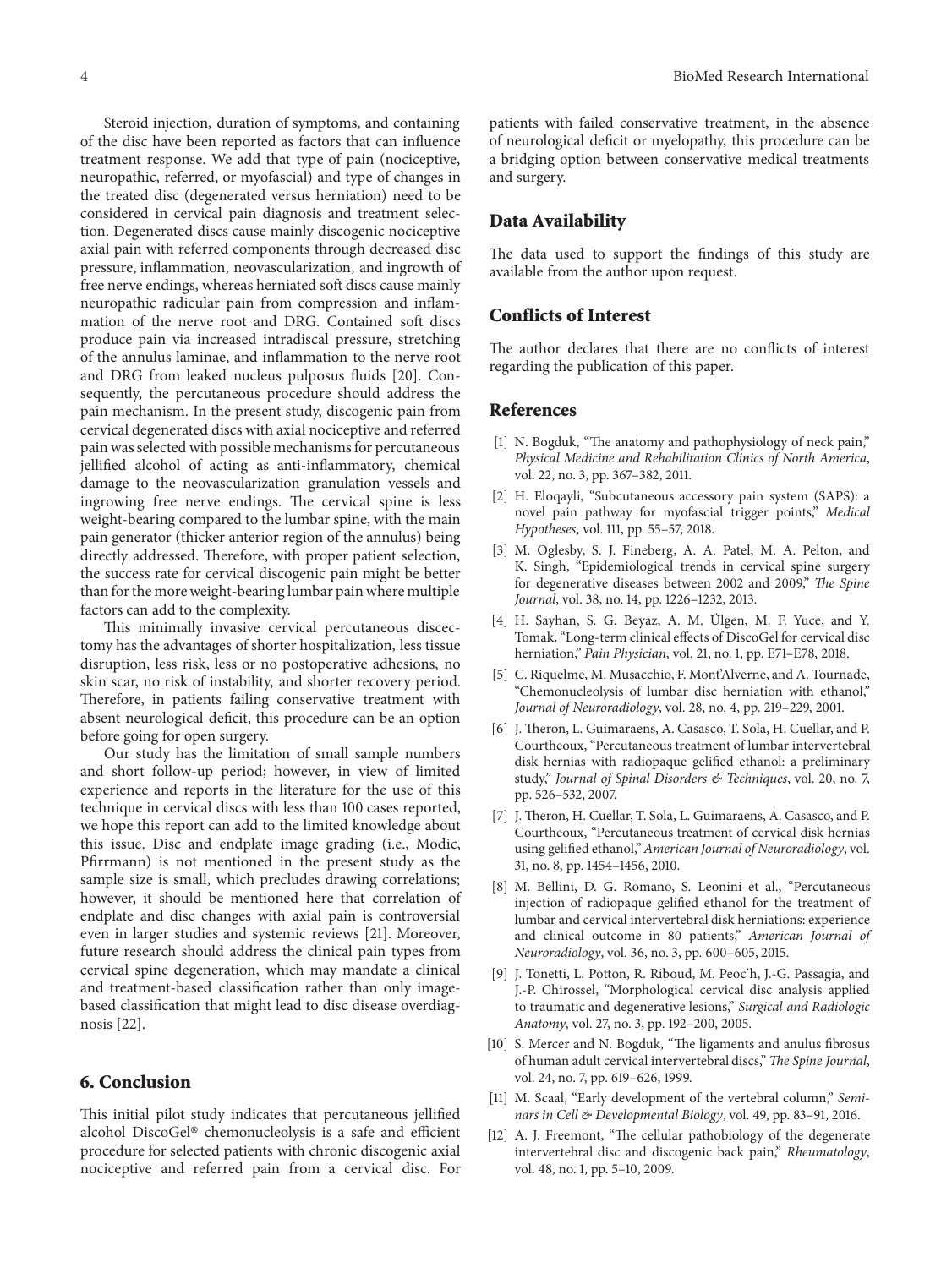Steroid injection, duration of symptoms, and containing of the disc have been reported as factors that can influence treatment response. We add that type of pain (nociceptive, neuropathic, referred, or myofascial) and type of changes in the treated disc (degenerated versus herniation) need to be considered in cervical pain diagnosis and treatment selection. Degenerated discs cause mainly discogenic nociceptive axial pain with referred components through decreased disc pressure, inflammation, neovascularization, and ingrowth of free nerve endings, whereas herniated soft discs cause mainly neuropathic radicular pain from compression and inflammation of the nerve root and DRG. Contained soft discs produce pain via increased intradiscal pressure, stretching of the annulus laminae, and inflammation to the nerve root and DRG from leaked nucleus pulposus fluids [20]. Consequently, the percutaneous procedure should address the pain mechanism. In the present study, discogenic pain from cervical degenerated discs with axial nociceptive and referred pain was selected with possible mechanisms for percutaneous jellified alcohol of acting as anti-inflammatory, chemical damage to the neovascularization granulation vessels and ingrowing free nerve endings. The cervical spine is less weight-bearing compared to the lumbar spine, with the main pain generator (thicker anterior region of the annulus) being directly addressed. Therefore, with proper patient selection, the success rate for cervical discogenic pain might be better than for the more weight-bearing lumbar pain where multiple factors can add to the complexity.

This minimally invasive cervical percutaneous discectomy has the advantages of shorter hospitalization, less tissue disruption, less risk, less or no postoperative adhesions, no skin scar, no risk of instability, and shorter recovery period. Therefore, in patients failing conservative treatment with absent neurological deficit, this procedure can be an option before going for open surgery.

Our study has the limitation of small sample numbers and short follow-up period; however, in view of limited experience and reports in the literature for the use of this technique in cervical discs with less than 100 cases reported, we hope this report can add to the limited knowledge about this issue. Disc and endplate image grading (i.e., Modic, Pfirrmann) is not mentioned in the present study as the sample size is small, which precludes drawing correlations; however, it should be mentioned here that correlation of endplate and disc changes with axial pain is controversial even in larger studies and systemic reviews [21]. Moreover, future research should address the clinical pain types from cervical spine degeneration, which may mandate a clinical and treatment-based classification rather than only image-based classification that might lead to disc disease overdiagnosis [22].

## 6. Conclusion

This initial pilot study indicates that percutaneous jellified alcohol DiscoGel® chemonucleolysis is a safe and efficient procedure for selected patients with chronic discogenic axial nociceptive and referred pain from a cervical disc. For patients with failed conservative treatment, in the absence of neurological deficit or myelopathy, this procedure can be a bridging option between conservative medical treatments and surgery.

## Data Availability

The data used to support the findings of this study are available from the author upon request.

## Conflicts of Interest

The author declares that there are no conflicts of interest regarding the publication of this paper.

## References

[1] N. Bogduk, "The anatomy and pathophysiology of neck pain," *Physical Medicine and Rehabilitation Clinics of North America*, vol. 22, no. 3, pp. 367–382, 2011.

[2] H. Eloqayli, "Subcutaneous accessory pain system (SAPS): a novel pain pathway for myofascial trigger points," *Medical Hypotheses*, vol. 111, pp. 55–57, 2018.

[3] M. Oglesby, S. J. Fineberg, A. A. Patel, M. A. Pelton, and K. Singh, "Epidemiological trends in cervical spine surgery for degenerative diseases between 2002 and 2009," *The Spine Journal*, vol. 38, no. 14, pp. 1226–1232, 2013.

[4] H. Sayhan, S. G. Beyaz, A. M. Ülgen, M. F. Yuce, and Y. Tomak, "Long-term clinical effects of DiscoGel for cervical disc herniation," *Pain Physician*, vol. 21, no. 1, pp. E71–E78, 2018.

[5] C. Riquelme, M. Musacchio, F. Mont'Alverne, and A. Tournade, "Chemonucleolysis of lumbar disc herniation with ethanol," *Journal of Neuroradiology*, vol. 28, no. 4, pp. 219–229, 2001.

[6] J. Theron, L. Guimaraens, A. Casasco, T. Sola, H. Cuellar, and P. Courtheoux, "Percutaneous treatment of lumbar intervertebral disk hernias with radiopaque gelified ethanol: a preliminary study," *Journal of Spinal Disorders & Techniques*, vol. 20, no. 7, pp. 526–532, 2007.

[7] J. Theron, H. Cuellar, T. Sola, L. Guimaraens, A. Casasco, and P. Courtheoux, "Percutaneous treatment of cervical disk hernias using gelified ethanol," *American Journal of Neuroradiology*, vol. 31, no. 8, pp. 1454–1456, 2010.

[8] M. Bellini, D. G. Romano, S. Leonini et al., "Percutaneous injection of radiopaque gelified ethanol for the treatment of lumbar and cervical intervertebral disk herniations: experience and clinical outcome in 80 patients," *American Journal of Neuroradiology*, vol. 36, no. 3, pp. 600–605, 2015.

[9] J. Tonetti, L. Potton, R. Riboud, M. Peoc'h, J.-G. Passagia, and J.-P. Chirossel, "Morphological cervical disc analysis applied to traumatic and degenerative lesions," *Surgical and Radiologic Anatomy*, vol. 27, no. 3, pp. 192–200, 2005.

[10] S. Mercer and N. Bogduk, "The ligaments and anulus fibrosus of human adult cervical intervertebral discs," *The Spine Journal*, vol. 24, no. 7, pp. 619–626, 1999.

[11] M. Scaal, "Early development of the vertebral column," *Seminars in Cell & Developmental Biology*, vol. 49, pp. 83–91, 2016.

[12] A. J. Freemont, "The cellular pathobiology of the degenerate intervertebral disc and discogenic back pain," *Rheumatology*, vol. 48, no. 1, pp. 5–10, 2009.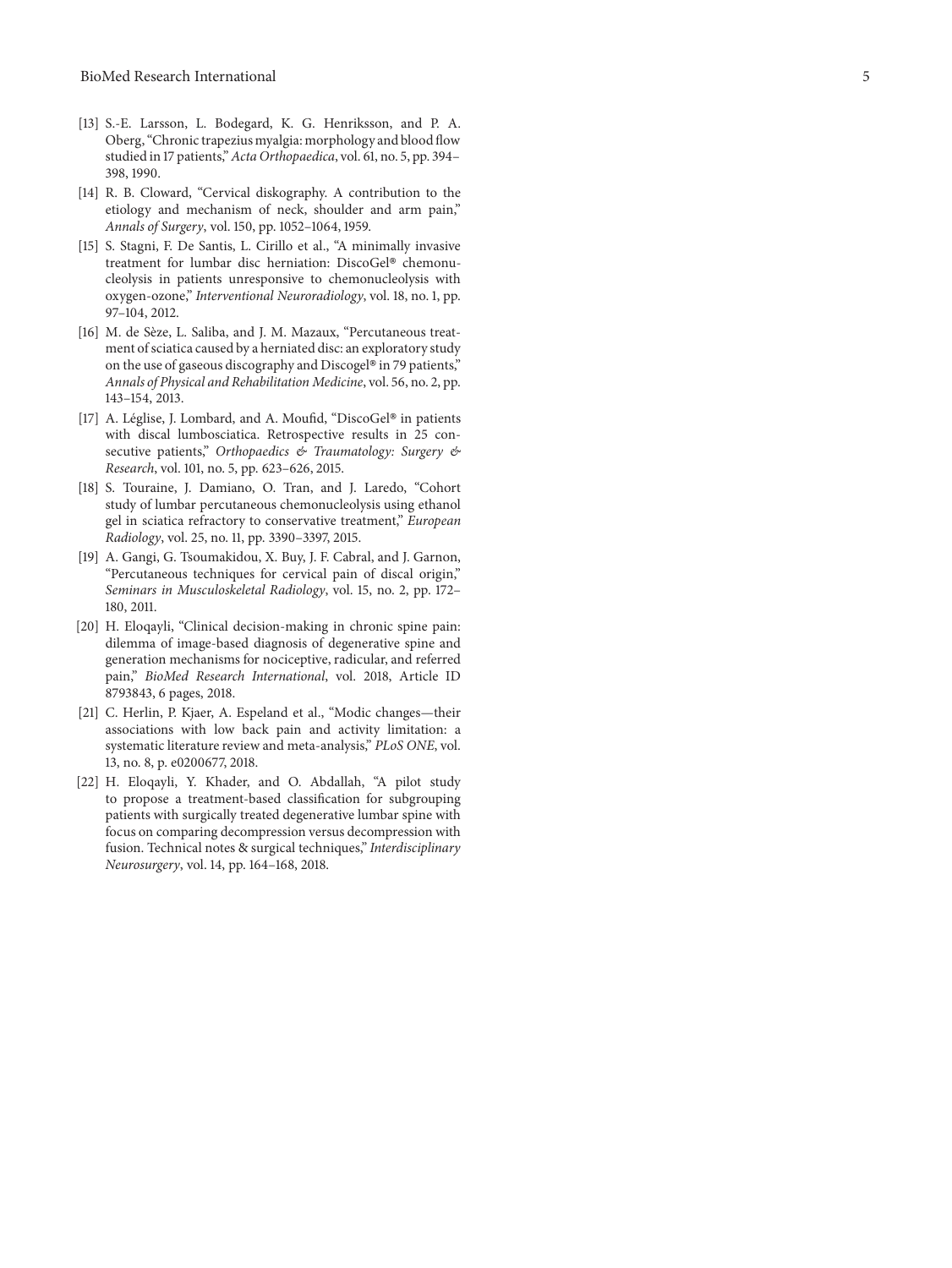[13] S.-E. Larsson, L. Bodegard, K. G. Henriksson, and P. A. Oberg, "Chronic trapezius myalgia: morphology and blood flow studied in 17 patients," *Acta Orthopaedica*, vol. 61, no. 5, pp. 394–398, 1990.

[14] R. B. Cloward, "Cervical diskography. A contribution to the etiology and mechanism of neck, shoulder and arm pain," *Annals of Surgery*, vol. 150, pp. 1052–1064, 1959.

[15] S. Stagni, F. De Santis, L. Cirillo et al., "A minimally invasive treatment for lumbar disc herniation: DiscoGel® chemonucleolysis in patients unresponsive to chemonucleolysis with oxygen-ozone," *Interventional Neuroradiology*, vol. 18, no. 1, pp. 97–104, 2012.

[16] M. de Sèze, L. Saliba, and J. M. Mazaux, "Percutaneous treatment of sciatica caused by a herniated disc: an exploratory study on the use of gaseous discography and Discogel® in 79 patients," *Annals of Physical and Rehabilitation Medicine*, vol. 56, no. 2, pp. 143–154, 2013.

[17] A. Léglise, J. Lombard, and A. Moufid, "DiscoGel® in patients with discal lumbosciatica. Retrospective results in 25 consecutive patients," *Orthopaedics & Traumatology: Surgery & Research*, vol. 101, no. 5, pp. 623–626, 2015.

[18] S. Touraine, J. Damiano, O. Tran, and J. Laredo, "Cohort study of lumbar percutaneous chemonucleolysis using ethanol gel in sciatica refractory to conservative treatment," *European Radiology*, vol. 25, no. 11, pp. 3390–3397, 2015.

[19] A. Gangi, G. Tsoumakidou, X. Buy, J. F. Cabral, and J. Garnon, "Percutaneous techniques for cervical pain of discal origin," *Seminars in Musculoskeletal Radiology*, vol. 15, no. 2, pp. 172–180, 2011.

[20] H. Eloqayli, "Clinical decision-making in chronic spine pain: dilemma of image-based diagnosis of degenerative spine and generation mechanisms for nociceptive, radicular, and referred pain," *BioMed Research International*, vol. 2018, Article ID 8793843, 6 pages, 2018.

[21] C. Herlin, P. Kjaer, A. Espeland et al., "Modic changes—their associations with low back pain and activity limitation: a systematic literature review and meta-analysis," *PLoS ONE*, vol. 13, no. 8, p. e0200677, 2018.

[22] H. Eloqayli, Y. Khader, and O. Abdallah, "A pilot study to propose a treatment-based classification for subgrouping patients with surgically treated degenerative lumbar spine with focus on comparing decompression versus decompression with fusion. Technical notes & surgical techniques," *Interdisciplinary Neurosurgery*, vol. 14, pp. 164–168, 2018.